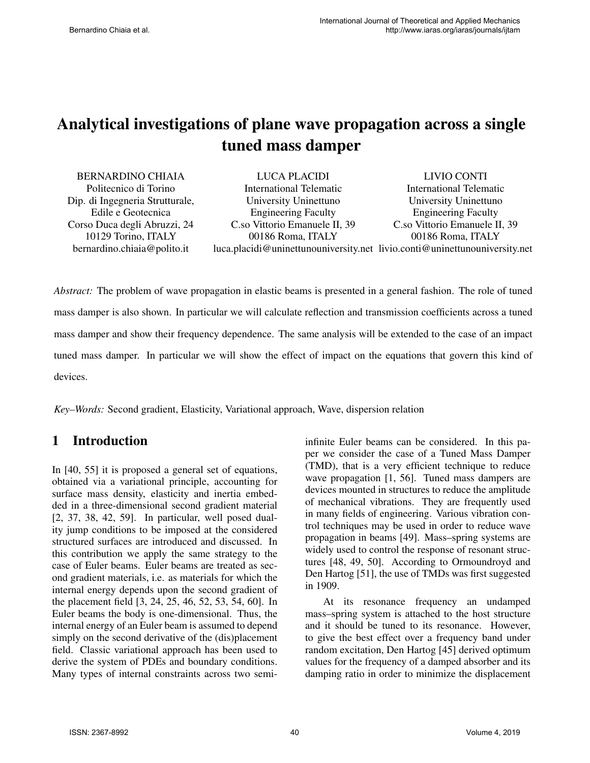# Analytical investigations of plane wave propagation across a single tuned mass damper

BERNARDINO CHIAIA
Politecnico di Torino
Dip. di Ingegneria Strutturale, Edile e Geotecnica
Corso Duca degli Abruzzi, 24
10129 Torino, ITALY
bernardino.chiaia@polito.it

LUCA PLACIDI
International Telematic University Uninettuno
Engineering Faculty
C.so Vittorio Emanuele II, 39
00186 Roma, ITALY
luca.placidi@uninettunouniversity.net

LIVIO CONTI
International Telematic University Uninettuno
Engineering Faculty
C.so Vittorio Emanuele II, 39
00186 Roma, ITALY
livio.conti@uninettunouniversity.net

*Abstract:* The problem of wave propagation in elastic beams is presented in a general fashion. The role of tuned mass damper is also shown. In particular we will calculate reflection and transmission coefficients across a tuned mass damper and show their frequency dependence. The same analysis will be extended to the case of an impact tuned mass damper. In particular we will show the effect of impact on the equations that govern this kind of devices.

*Key–Words:* Second gradient, Elasticity, Variational approach, Wave, dispersion relation

## 1 Introduction

In [40, 55] it is proposed a general set of equations, obtained via a variational principle, accounting for surface mass density, elasticity and inertia embedded in a three-dimensional second gradient material [2, 37, 38, 42, 59]. In particular, well posed duality jump conditions to be imposed at the considered structured surfaces are introduced and discussed. In this contribution we apply the same strategy to the case of Euler beams. Euler beams are treated as second gradient materials, i.e. as materials for which the internal energy depends upon the second gradient of the placement field [3, 24, 25, 46, 52, 53, 54, 60]. In Euler beams the body is one-dimensional. Thus, the internal energy of an Euler beam is assumed to depend simply on the second derivative of the (dis)placement field. Classic variational approach has been used to derive the system of PDEs and boundary conditions. Many types of internal constraints across two semi-infinite Euler beams can be considered. In this paper we consider the case of a Tuned Mass Damper (TMD), that is a very efficient technique to reduce wave propagation [1, 56]. Tuned mass dampers are devices mounted in structures to reduce the amplitude of mechanical vibrations. They are frequently used in many fields of engineering. Various vibration control techniques may be used in order to reduce wave propagation in beams [49]. Mass–spring systems are widely used to control the response of resonant structures [48, 49, 50]. According to Ormoundroyd and Den Hartog [51], the use of TMDs was first suggested in 1909.

At its resonance frequency an undamped mass–spring system is attached to the host structure and it should be tuned to its resonance. However, to give the best effect over a frequency band under random excitation, Den Hartog [45] derived optimum values for the frequency of a damped absorber and its damping ratio in order to minimize the displacement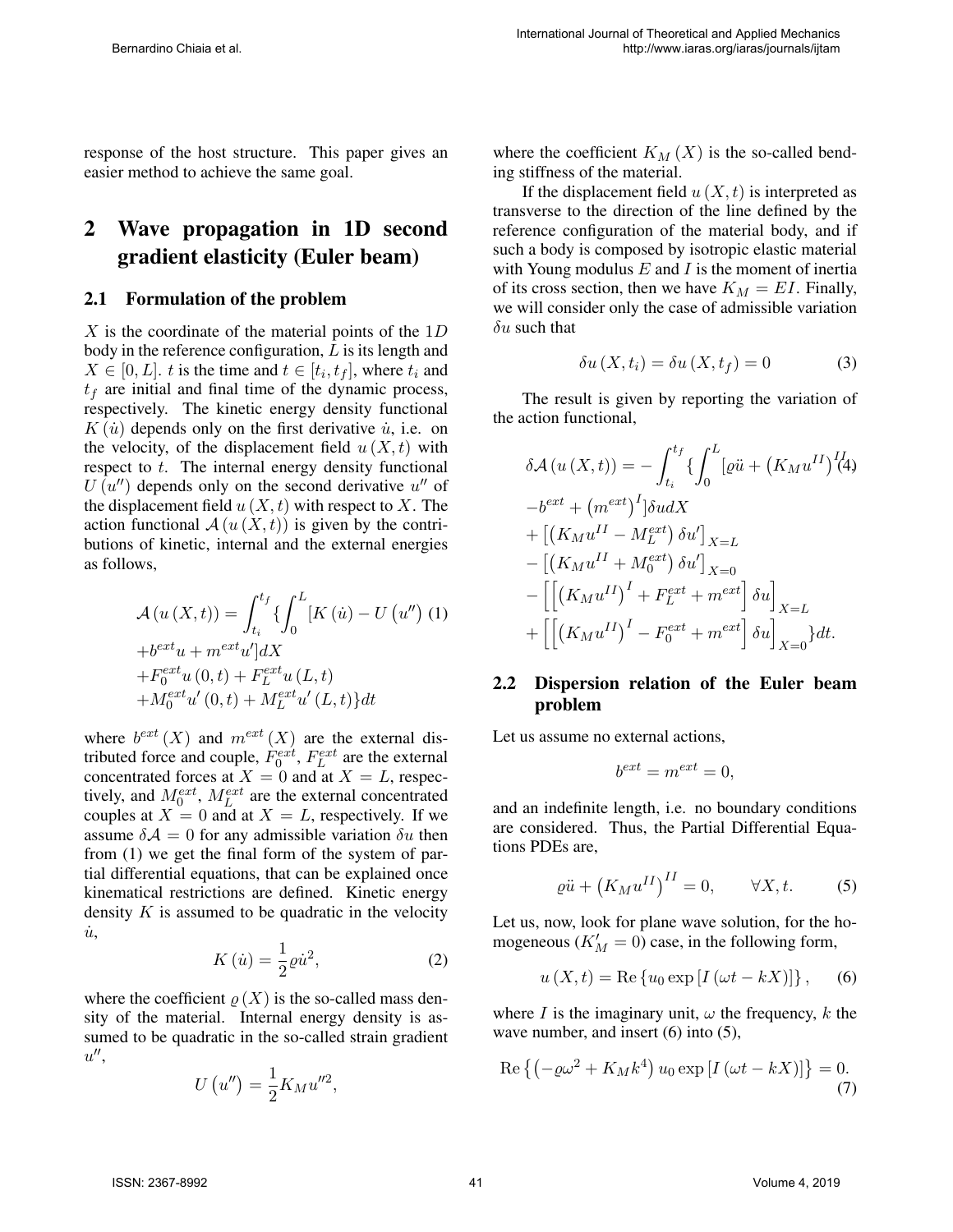response of the host structure. This paper gives an easier method to achieve the same goal.

## 2 Wave propagation in 1D second gradient elasticity (Euler beam)

### 2.1 Formulation of the problem

$X$ is the coordinate of the material points of the $1D$ body in the reference configuration, $L$ is its length and $X \in [0, L]$. $t$ is the time and $t \in [t_i, t_f]$, where $t_i$ and $t_f$ are initial and final time of the dynamic process, respectively. The kinetic energy density functional $K(\dot{u})$ depends only on the first derivative $\dot{u}$, i.e. on the velocity, of the displacement field $u(X,t)$ with respect to $t$. The internal energy density functional $U(u'')$ depends only on the second derivative $u''$ of the displacement field $u(X,t)$ with respect to $X$. The action functional $\mathcal{A}(u(X,t))$ is given by the contributions of kinetic, internal and the external energies as follows,

$$
\begin{aligned}
\mathcal{A}(u(X,t)) = & \int_{t_i}^{t_f} \{ \int_0^L [K(\dot{u}) - U(u'') \quad (1) \\
& + b^{ext} u + m^{ext} u' ] dX \\
& + F_0^{ext} u(0,t) + F_L^{ext} u(L,t) \\
& + M_0^{ext} u'(0,t) + M_L^{ext} u'(L,t) \} dt
\end{aligned}
$$

where $b^{ext}(X)$ and $m^{ext}(X)$ are the external distributed force and couple, $F_0^{ext}$, $F_L^{ext}$ are the external concentrated forces at $X = 0$ and at $X = L$, respectively, and $M_0^{ext}$, $M_L^{ext}$ are the external concentrated couples at $X = 0$ and at $X = L$, respectively. If we assume $\delta\mathcal{A} = 0$ for any admissible variation $\delta u$ then from (1) we get the final form of the system of partial differential equations, that can be explained once kinematical restrictions are defined. Kinetic energy density $K$ is assumed to be quadratic in the velocity $\dot{u}$,

$$
K(\dot{u}) = \frac{1}{2} \varrho \dot{u}^2, \tag{2}
$$

where the coefficient $\varrho(X)$ is the so-called mass density of the material. Internal energy density is assumed to be quadratic in the so-called strain gradient $u''$,

$$
U(u'') = \frac{1}{2} K_M u''^2,
$$

where the coefficient $K_M(X)$ is the so-called bending stiffness of the material.

If the displacement field $u(X,t)$ is interpreted as transverse to the direction of the line defined by the reference configuration of the material body, and if such a body is composed by isotropic elastic material with Young modulus $E$ and $I$ is the moment of inertia of its cross section, then we have $K_M = EI$. Finally, we will consider only the case of admissible variation $\delta u$ such that

$$
\delta u(X, t_i) = \delta u(X, t_f) = 0 \tag{3}
$$

The result is given by reporting the variation of the action functional,

$$
\begin{aligned}
\delta\mathcal{A}(u(X,t)) = & -\int_{t_i}^{t_f} \{ \int_0^L [\varrho \ddot{u} + \left(K_M u^{II}\right)^{II} \quad (4) \\
& - b^{ext} + \left(m^{ext}\right)^I ] \delta u dX \\
& + \left[ \left(K_M u^{II} - M_L^{ext}\right) \delta u' \right]_{X=L} \\
& - \left[ \left(K_M u^{II} + M_0^{ext}\right) \delta u' \right]_{X=0} \\
& - \left[ \left[ \left(K_M u^{II}\right)^I + F_L^{ext} + m^{ext} \right] \delta u \right]_{X=L} \\
& + \left[ \left[ \left(K_M u^{II}\right)^I - F_0^{ext} + m^{ext} \right] \delta u \right]_{X=0} \} dt.
\end{aligned}
$$

### 2.2 Dispersion relation of the Euler beam problem

Let us assume no external actions,

$$
b^{ext} = m^{ext} = 0,
$$

and an indefinite length, i.e. no boundary conditions are considered. Thus, the Partial Differential Equations PDEs are,

$$
\varrho \ddot{u} + \left(K_M u^{II}\right)^{II} = 0, \qquad \forall X, t. \tag{5}
$$

Let us, now, look for plane wave solution, for the homogeneous ($K_M' = 0$) case, in the following form,

$$
u(X,t) = \mathrm{Re}\left\{ u_0 \exp\left[ I(\omega t - kX) \right] \right\}, \tag{6}
$$

where $I$ is the imaginary unit, $\omega$ the frequency, $k$ the wave number, and insert (6) into (5),

$$
\mathrm{Re}\left\{ \left(-\varrho\omega^2 + K_M k^4\right) u_0 \exp\left[ I(\omega t - kX) \right] \right\} = 0. \tag{7}
$$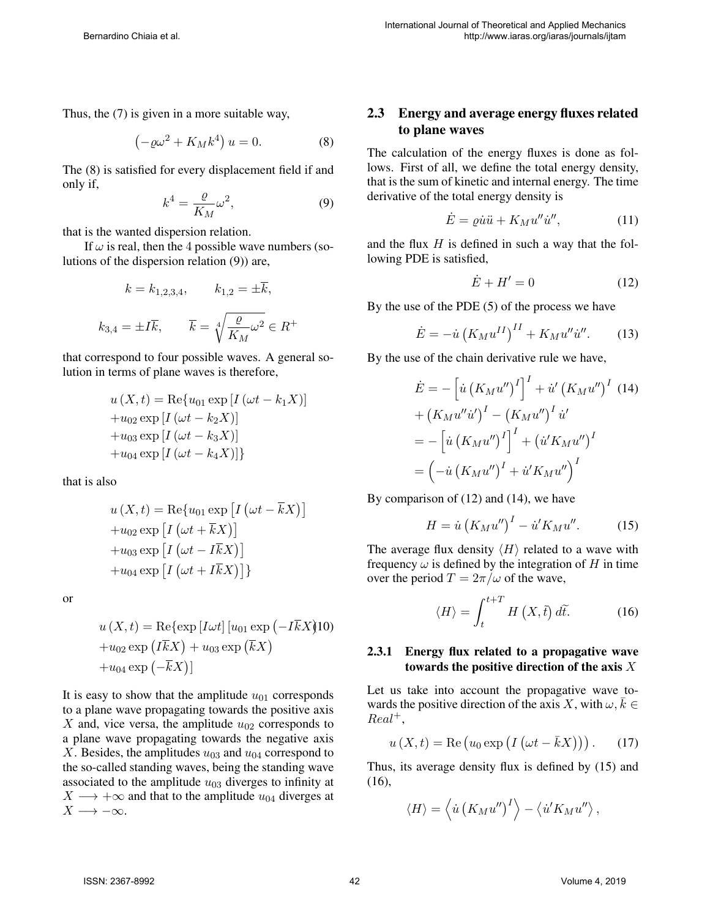Thus, the (7) is given in a more suitable way,

$$\left(-\varrho\omega^2 + K_M k^4\right) u = 0. \tag{8}$$

The (8) is satisfied for every displacement field if and only if,

$$k^4 = \frac{\varrho}{K_M}\omega^2, \tag{9}$$

that is the wanted dispersion relation.

If $\omega$ is real, then the 4 possible wave numbers (solutions of the dispersion relation (9)) are,

$$k = k_{1,2,3,4}, \qquad k_{1,2} = \pm\overline{k},$$

$$k_{3,4} = \pm I\overline{k}, \qquad \overline{k} = \sqrt[4]{\frac{\varrho}{K_M}\omega^2} \in R^+$$

that correspond to four possible waves. A general solution in terms of plane waves is therefore,

$$\begin{aligned}
u(X,t) = \mathrm{Re}\{&u_{01}\exp\left[I(\omega t - k_1 X)\right] \\
&+ u_{02}\exp\left[I(\omega t - k_2 X)\right] \\
&+ u_{03}\exp\left[I(\omega t - k_3 X)\right] \\
&+ u_{04}\exp\left[I(\omega t - k_4 X)\right]\}
\end{aligned}$$

that is also

$$\begin{aligned}
u(X,t) = \mathrm{Re}\{&u_{01}\exp\left[I\left(\omega t - \overline{k}X\right)\right] \\
&+ u_{02}\exp\left[I\left(\omega t + \overline{k}X\right)\right] \\
&+ u_{03}\exp\left[I\left(\omega t - I\overline{k}X\right)\right] \\
&+ u_{04}\exp\left[I\left(\omega t + I\overline{k}X\right)\right]\}
\end{aligned}$$

or

$$\begin{aligned}
u(X,t) = \mathrm{Re}\{&\exp\left[I\omega t\right]\left[u_{01}\exp\left(-I\overline{k}X\right)\right. \\
&+ u_{02}\exp\left(I\overline{k}X\right) + u_{03}\exp\left(\overline{k}X\right) \\
&\left. + u_{04}\exp\left(-\overline{k}X\right)\right]
\end{aligned} \tag{10}$$

It is easy to show that the amplitude $u_{01}$ corresponds to a plane wave propagating towards the positive axis $X$ and, vice versa, the amplitude $u_{02}$ corresponds to a plane wave propagating towards the negative axis $X$. Besides, the amplitudes $u_{03}$ and $u_{04}$ correspond to the so-called standing waves, being the standing wave associated to the amplitude $u_{03}$ diverges to infinity at $X \longrightarrow +\infty$ and that to the amplitude $u_{04}$ diverges at $X \longrightarrow -\infty$.

## 2.3 Energy and average energy fluxes related to plane waves

The calculation of the energy fluxes is done as follows. First of all, we define the total energy density, that is the sum of kinetic and internal energy. The time derivative of the total energy density is

$$\dot{E} = \varrho\dot{u}\ddot{u} + K_M u''\dot{u}'', \tag{11}$$

and the flux $H$ is defined in such a way that the following PDE is satisfied,

$$\dot{E} + H' = 0 \tag{12}$$

By the use of the PDE (5) of the process we have

$$\dot{E} = -\dot{u}\left(K_M u^{II}\right)^{II} + K_M u''\dot{u}''. \tag{13}$$

By the use of the chain derivative rule we have,

$$\begin{aligned}
\dot{E} &= -\left[\dot{u}\left(K_M u''\right)^I\right]^I + \dot{u}'\left(K_M u''\right)^I \\
&+ \left(K_M u''\dot{u}'\right)^I - \left(K_M u''\right)^I\dot{u}' \\
&= -\left[\dot{u}\left(K_M u''\right)^I\right]^I + \left(\dot{u}' K_M u''\right)^I \\
&= \left(-\dot{u}\left(K_M u''\right)^I + \dot{u}' K_M u''\right)^I
\end{aligned} \tag{14}$$

By comparison of (12) and (14), we have

$$H = \dot{u}\left(K_M u''\right)^I - \dot{u}' K_M u''. \tag{15}$$

The average flux density $\langle H\rangle$ related to a wave with frequency $\omega$ is defined by the integration of $H$ in time over the period $T = 2\pi/\omega$ of the wave,

$$\langle H\rangle = \int_t^{t+T} H\left(X,\tilde{t}\right) d\tilde{t}. \tag{16}$$

### 2.3.1 Energy flux related to a propagative wave towards the positive direction of the axis $X$

Let us take into account the propagative wave towards the positive direction of the axis $X$, with $\omega, \bar{k} \in Real^+$,

$$u(X,t) = \mathrm{Re}\left(u_0\exp\left(I\left(\omega t - \bar{k}X\right)\right)\right). \tag{17}$$

Thus, its average density flux is defined by (15) and (16),

$$\langle H\rangle = \left\langle \dot{u}\left(K_M u''\right)^I\right\rangle - \left\langle \dot{u}' K_M u''\right\rangle,$$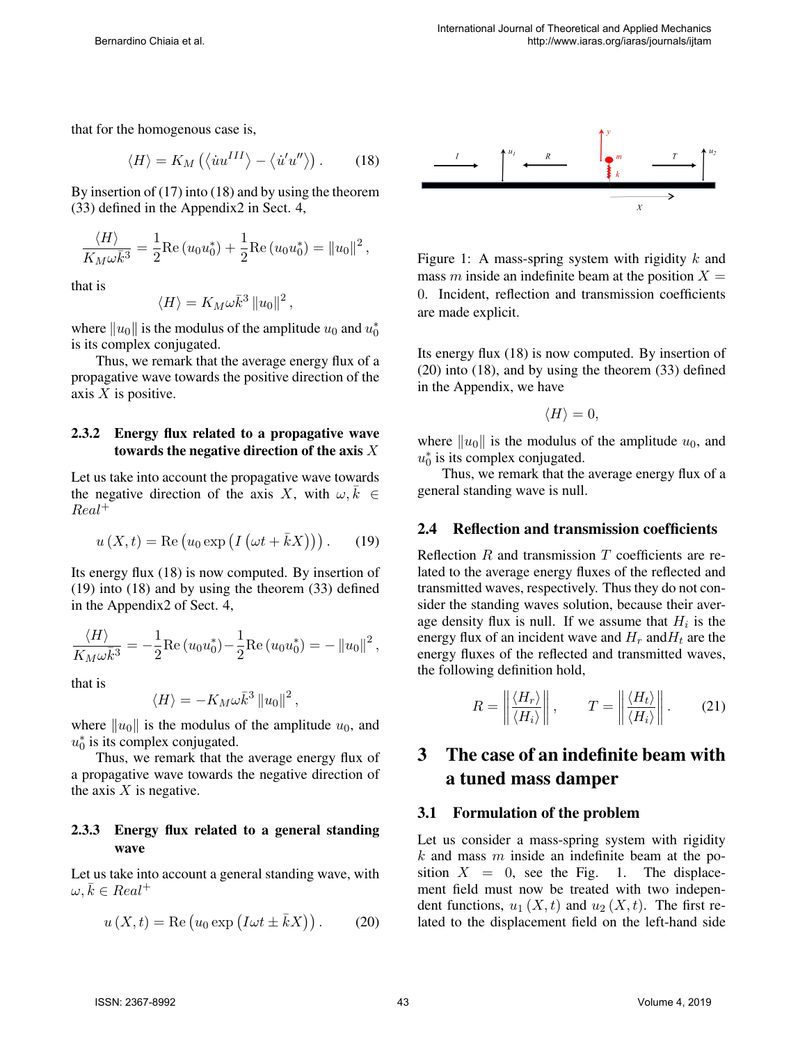that for the homogenous case is,

$$\langle H \rangle = K_M \left( \langle \dot{u} u^{III} \rangle - \langle \dot{u}' u'' \rangle \right). \tag{18}$$

By insertion of (17) into (18) and by using the theorem (33) defined in the Appendix2 in Sect. 4,

$$\frac{\langle H \rangle}{K_M \omega \bar{k}^3} = \frac{1}{2} \mathrm{Re} \left( u_0 u_0^* \right) + \frac{1}{2} \mathrm{Re} \left( u_0 u_0^* \right) = \| u_0 \|^2 ,$$

that is

$$\langle H \rangle = K_M \omega \bar{k}^3 \| u_0 \|^2 ,$$

where $\| u_0 \|$ is the modulus of the amplitude $u_0$ and $u_0^*$ is its complex conjugated.

Thus, we remark that the average energy flux of a propagative wave towards the positive direction of the axis $X$ is positive.

### 2.3.2 Energy flux related to a propagative wave towards the negative direction of the axis $X$

Let us take into account the propagative wave towards the negative direction of the axis $X$, with $\omega, \bar{k} \in Real^+$

$$u(X,t) = \mathrm{Re} \left( u_0 \exp \left( I \left( \omega t + \bar{k} X \right) \right) \right). \tag{19}$$

Its energy flux (18) is now computed. By insertion of (19) into (18) and by using the theorem (33) defined in the Appendix2 of Sect. 4,

$$\frac{\langle H \rangle}{K_M \omega \bar{k}^3} = -\frac{1}{2} \mathrm{Re} \left( u_0 u_0^* \right) - \frac{1}{2} \mathrm{Re} \left( u_0 u_0^* \right) = - \| u_0 \|^2 ,$$

that is

$$\langle H \rangle = -K_M \omega \bar{k}^3 \| u_0 \|^2 ,$$

where $\| u_0 \|$ is the modulus of the amplitude $u_0$, and $u_0^*$ is its complex conjugated.

Thus, we remark that the average energy flux of a propagative wave towards the negative direction of the axis $X$ is negative.

### 2.3.3 Energy flux related to a general standing wave

Let us take into account a general standing wave, with $\omega, \bar{k} \in Real^+$

$$u(X,t) = \mathrm{Re} \left( u_0 \exp \left( I \omega t \pm \bar{k} X \right) \right). \tag{20}$$

Figure 1: A mass-spring system with rigidity $k$ and mass $m$ inside an indefinite beam at the position $X = 0$. Incident, reflection and transmission coefficients are made explicit.

Its energy flux (18) is now computed. By insertion of (20) into (18), and by using the theorem (33) defined in the Appendix, we have

$$\langle H \rangle = 0,$$

where $\| u_0 \|$ is the modulus of the amplitude $u_0$, and $u_0^*$ is its complex conjugated.

Thus, we remark that the average energy flux of a general standing wave is null.

## 2.4 Reflection and transmission coefficients

Reflection $R$ and transmission $T$ coefficients are related to the average energy fluxes of the reflected and transmitted waves, respectively. Thus they do not consider the standing waves solution, because their average density flux is null. If we assume that $H_i$ is the energy flux of an incident wave and $H_r$ and$H_t$ are the energy fluxes of the reflected and transmitted waves, the following definition hold,

$$R = \left\| \frac{\langle H_r \rangle}{\langle H_i \rangle} \right\| , \qquad T = \left\| \frac{\langle H_t \rangle}{\langle H_i \rangle} \right\| . \tag{21}$$

# 3 The case of an indefinite beam with a tuned mass damper

## 3.1 Formulation of the problem

Let us consider a mass-spring system with rigidity $k$ and mass $m$ inside an indefinite beam at the position $X = 0$, see the Fig. 1. The displacement field must now be treated with two independent functions, $u_1(X,t)$ and $u_2(X,t)$. The first related to the displacement field on the left-hand side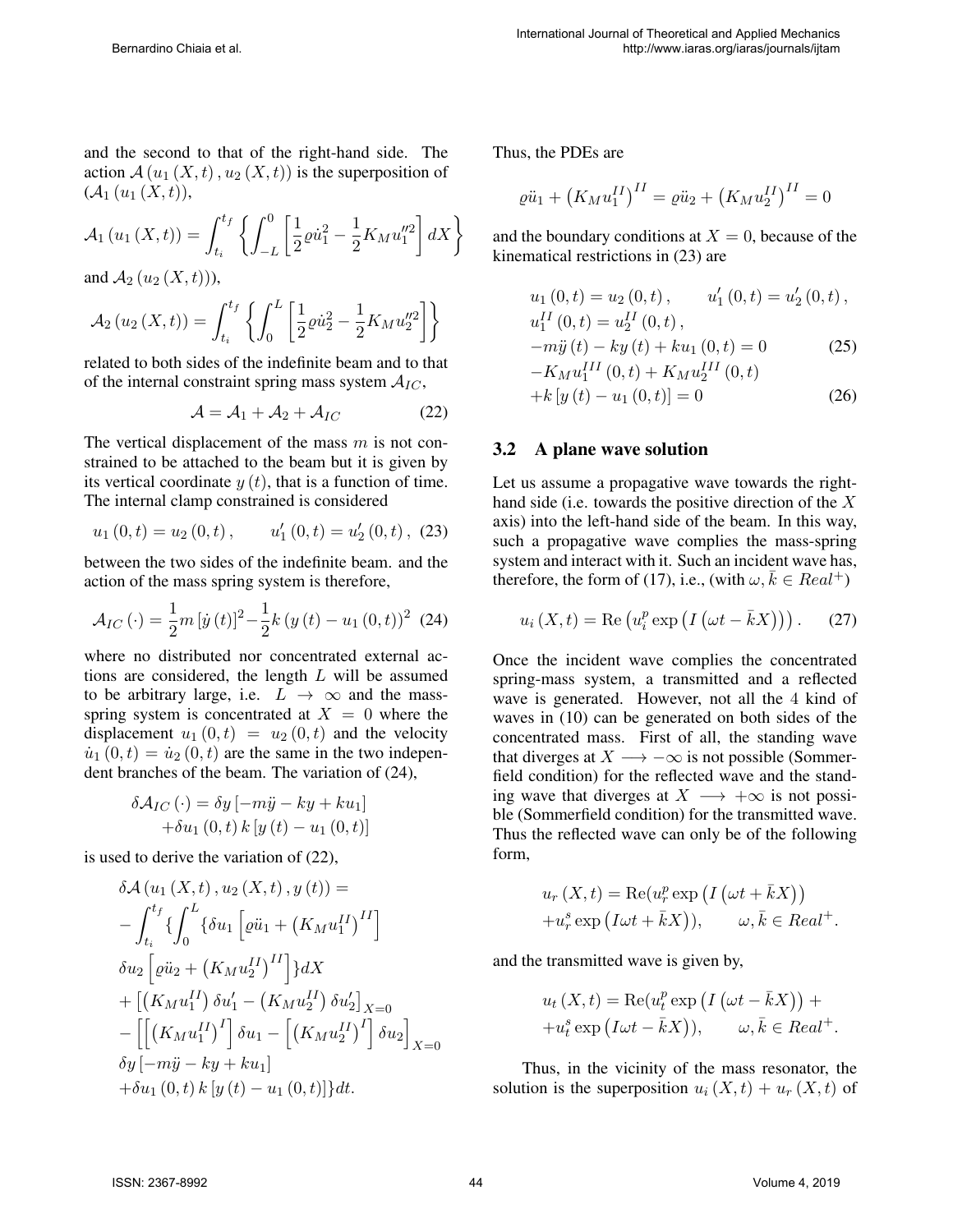and the second to that of the right-hand side. The action $\mathcal{A}(u_1(X,t), u_2(X,t))$ is the superposition of $(\mathcal{A}_1(u_1(X,t)),$

$$\mathcal{A}_1(u_1(X,t)) = \int_{t_i}^{t_f} \left\{ \int_{-L}^{0} \left[ \frac{1}{2}\varrho \dot{u}_1^2 - \frac{1}{2}K_M u_1''^2 \right] dX \right\}$$

and $\mathcal{A}_2(u_2(X,t)))$,

$$\mathcal{A}_2(u_2(X,t)) = \int_{t_i}^{t_f} \left\{ \int_{0}^{L} \left[ \frac{1}{2}\varrho \dot{u}_2^2 - \frac{1}{2}K_M u_2''^2 \right] \right\}$$

related to both sides of the indefinite beam and to that of the internal constraint spring mass system $\mathcal{A}_{IC}$,

$$\mathcal{A} = \mathcal{A}_1 + \mathcal{A}_2 + \mathcal{A}_{IC} \tag{22}$$

The vertical displacement of the mass $m$ is not constrained to be attached to the beam but it is given by its vertical coordinate $y(t)$, that is a function of time. The internal clamp constrained is considered

$$u_1(0,t) = u_2(0,t), \qquad u_1'(0,t) = u_2'(0,t), \tag{23}$$

between the two sides of the indefinite beam. and the action of the mass spring system is therefore,

$$\mathcal{A}_{IC}(\cdot) = \frac{1}{2}m[\dot{y}(t)]^2 - \frac{1}{2}k(y(t) - u_1(0,t))^2 \tag{24}$$

where no distributed nor concentrated external actions are considered, the length $L$ will be assumed to be arbitrary large, i.e. $L \to \infty$ and the mass-spring system is concentrated at $X = 0$ where the displacement $u_1(0,t) = u_2(0,t)$ and the velocity $\dot{u}_1(0,t) = \dot{u}_2(0,t)$ are the same in the two independent branches of the beam. The variation of (24),

$$\delta\mathcal{A}_{IC}(\cdot) = \delta y[-m\ddot{y} - ky + ku_1] + \delta u_1(0,t)\, k[y(t) - u_1(0,t)]$$

is used to derive the variation of (22),

$$\begin{aligned}
&\delta\mathcal{A}(u_1(X,t), u_2(X,t), y(t)) = \\
&-\int_{t_i}^{t_f} \{ \int_0^L \{ \delta u_1 \left[ \varrho \ddot{u}_1 + \left(K_M u_1^{II}\right)^{II} \right] \\
&\delta u_2 \left[ \varrho \ddot{u}_2 + \left(K_M u_2^{II}\right)^{II} \right] \} dX \\
&+ \left[ \left(K_M u_1^{II}\right) \delta u_1' - \left(K_M u_2^{II}\right) \delta u_2' \right]_{X=0} \\
&- \left[ \left[ \left(K_M u_1^{II}\right)^{I} \right] \delta u_1 - \left[ \left(K_M u_2^{II}\right)^{I} \right] \delta u_2 \right]_{X=0} \\
&\delta y[-m\ddot{y} - ky + ku_1] \\
&+ \delta u_1(0,t)\, k[y(t) - u_1(0,t)] \} dt.
\end{aligned}$$

Thus, the PDEs are

$$\varrho \ddot{u}_1 + \left(K_M u_1^{II}\right)^{II} = \varrho \ddot{u}_2 + \left(K_M u_2^{II}\right)^{II} = 0$$

and the boundary conditions at $X = 0$, because of the kinematical restrictions in (23) are

$$\begin{aligned}
&u_1(0,t) = u_2(0,t), \qquad u_1'(0,t) = u_2'(0,t), \\
&u_1^{II}(0,t) = u_2^{II}(0,t), \\
&-m\ddot{y}(t) - ky(t) + ku_1(0,t) = 0 \qquad (25) \\
&-K_M u_1^{III}(0,t) + K_M u_2^{III}(0,t) \\
&+k[y(t) - u_1(0,t)] = 0 \qquad (26)
\end{aligned}$$

### 3.2 A plane wave solution

Let us assume a propagative wave towards the right-hand side (i.e. towards the positive direction of the $X$ axis) into the left-hand side of the beam. In this way, such a propagative wave complies the mass-spring system and interact with it. Such an incident wave has, therefore, the form of (17), i.e., (with $\omega, \bar{k} \in Real^+$)

$$u_i(X,t) = \mathrm{Re}\left(u_i^p \exp\left(I\left(\omega t - \bar{k}X\right)\right)\right). \tag{27}$$

Once the incident wave complies the concentrated spring-mass system, a transmitted and a reflected wave is generated. However, not all the 4 kind of waves in (10) can be generated on both sides of the concentrated mass. First of all, the standing wave that diverges at $X \longrightarrow -\infty$ is not possible (Sommerfield condition) for the reflected wave and the standing wave that diverges at $X \longrightarrow +\infty$ is not possible (Sommerfield condition) for the transmitted wave. Thus the reflected wave can only be of the following form,

$$\begin{aligned}
u_r(X,t) = &\mathrm{Re}(u_r^p \exp\left(I\left(\omega t + \bar{k}X\right)\right) \\
&+ u_r^s \exp\left(I\omega t + \bar{k}X\right)), \qquad \omega, \bar{k} \in Real^+.
\end{aligned}$$

and the transmitted wave is given by,

$$\begin{aligned}
u_t(X,t) = &\mathrm{Re}(u_t^p \exp\left(I\left(\omega t - \bar{k}X\right)\right) + \\
&+ u_t^s \exp\left(I\omega t - \bar{k}X\right)), \qquad \omega, \bar{k} \in Real^+.
\end{aligned}$$

Thus, in the vicinity of the mass resonator, the solution is the superposition $u_i(X,t) + u_r(X,t)$ of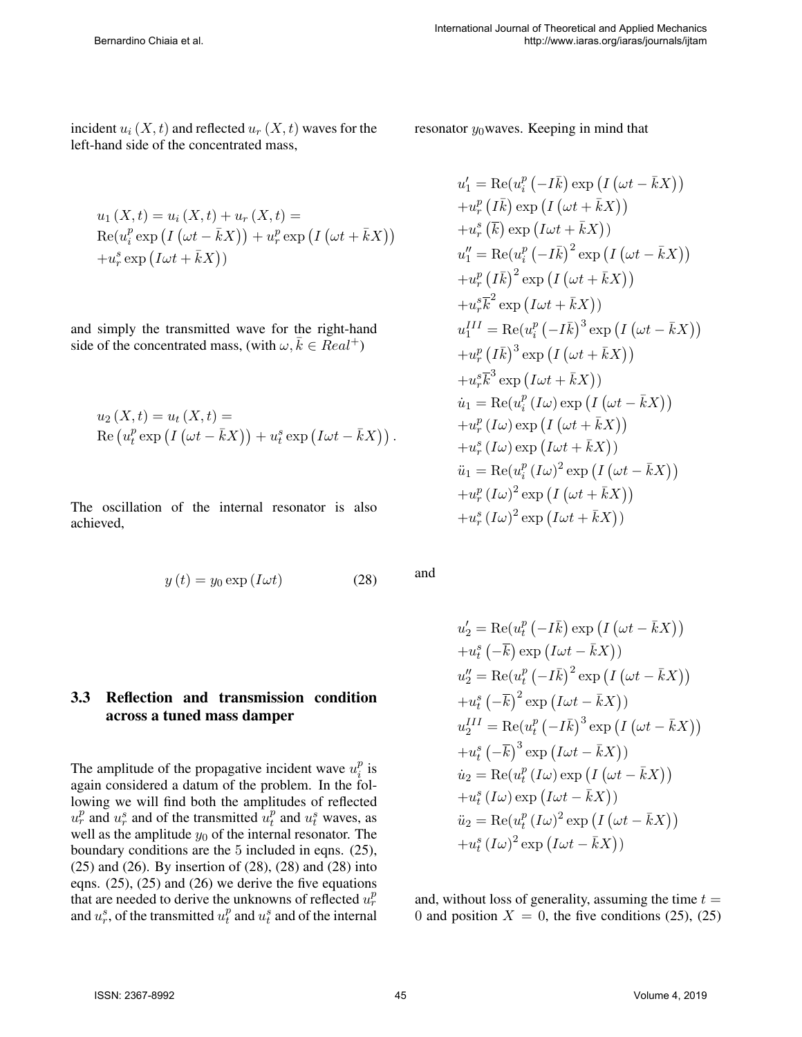incident $u_i(X,t)$ and reflected $u_r(X,t)$ waves for the left-hand side of the concentrated mass,

$$
\begin{aligned}
&u_1(X,t) = u_i(X,t) + u_r(X,t) = \\
&\mathrm{Re}(u_i^p \exp\left(I\left(\omega t - \bar{k}X\right)\right) + u_r^p \exp\left(I\left(\omega t + \bar{k}X\right)\right) \\
&+ u_r^s \exp\left(I\omega t + \bar{k}X\right))
\end{aligned}
$$

and simply the transmitted wave for the right-hand side of the concentrated mass, (with $\omega, \bar{k} \in Real^+$)

$$
\begin{aligned}
&u_2(X,t) = u_t(X,t) = \\
&\mathrm{Re}\left(u_t^p \exp\left(I\left(\omega t - \bar{k}X\right)\right) + u_t^s \exp\left(I\omega t - \bar{k}X\right)\right).
\end{aligned}
$$

The oscillation of the internal resonator is also achieved,

$$
y(t) = y_0 \exp(I\omega t) \tag{28}
$$

### 3.3 Reflection and transmission condition across a tuned mass damper

The amplitude of the propagative incident wave $u_i^p$ is again considered a datum of the problem. In the following we will find both the amplitudes of reflected $u_r^p$ and $u_r^s$ and of the transmitted $u_t^p$ and $u_t^s$ waves, as well as the amplitude $y_0$ of the internal resonator. The boundary conditions are the 5 included in eqns. (25), (25) and (26). By insertion of (28), (28) and (28) into eqns. (25), (25) and (26) we derive the five equations that are needed to derive the unknowns of reflected $u_r^p$ and $u_r^s$, of the transmitted $u_t^p$ and $u_t^s$ and of the internal resonator $y_0$waves. Keeping in mind that

$$
\begin{aligned}
u_1' &= \mathrm{Re}(u_i^p\left(-I\bar{k}\right)\exp\left(I\left(\omega t - \bar{k}X\right)\right) \\
&+ u_r^p\left(I\bar{k}\right)\exp\left(I\left(\omega t + \bar{k}X\right)\right) \\
&+ u_r^s\left(\bar{k}\right)\exp\left(I\omega t + \bar{k}X\right)) \\
u_1'' &= \mathrm{Re}(u_i^p\left(-I\bar{k}\right)^2\exp\left(I\left(\omega t - \bar{k}X\right)\right) \\
&+ u_r^p\left(I\bar{k}\right)^2\exp\left(I\left(\omega t + \bar{k}X\right)\right) \\
&+ u_r^s\bar{k}^2\exp\left(I\omega t + \bar{k}X\right)) \\
u_1^{III} &= \mathrm{Re}(u_i^p\left(-I\bar{k}\right)^3\exp\left(I\left(\omega t - \bar{k}X\right)\right) \\
&+ u_r^p\left(I\bar{k}\right)^3\exp\left(I\left(\omega t + \bar{k}X\right)\right) \\
&+ u_r^s\bar{k}^3\exp\left(I\omega t + \bar{k}X\right)) \\
\dot{u}_1 &= \mathrm{Re}(u_i^p(I\omega)\exp\left(I\left(\omega t - \bar{k}X\right)\right) \\
&+ u_r^p(I\omega)\exp\left(I\left(\omega t + \bar{k}X\right)\right) \\
&+ u_r^s(I\omega)\exp\left(I\omega t + \bar{k}X\right)) \\
\ddot{u}_1 &= \mathrm{Re}(u_i^p(I\omega)^2\exp\left(I\left(\omega t - \bar{k}X\right)\right) \\
&+ u_r^p(I\omega)^2\exp\left(I\left(\omega t + \bar{k}X\right)\right) \\
&+ u_r^s(I\omega)^2\exp\left(I\omega t + \bar{k}X\right))
\end{aligned}
$$

and

$$
\begin{aligned}
u_2' &= \mathrm{Re}(u_t^p\left(-I\bar{k}\right)\exp\left(I\left(\omega t - \bar{k}X\right)\right) \\
&+ u_t^s\left(-\bar{k}\right)\exp\left(I\omega t - \bar{k}X\right)) \\
u_2'' &= \mathrm{Re}(u_t^p\left(-I\bar{k}\right)^2\exp\left(I\left(\omega t - \bar{k}X\right)\right) \\
&+ u_t^s\left(-\bar{k}\right)^2\exp\left(I\omega t - \bar{k}X\right)) \\
u_2^{III} &= \mathrm{Re}(u_t^p\left(-I\bar{k}\right)^3\exp\left(I\left(\omega t - \bar{k}X\right)\right) \\
&+ u_t^s\left(-\bar{k}\right)^3\exp\left(I\omega t - \bar{k}X\right)) \\
\dot{u}_2 &= \mathrm{Re}(u_t^p(I\omega)\exp\left(I\left(\omega t - \bar{k}X\right)\right) \\
&+ u_t^s(I\omega)\exp\left(I\omega t - \bar{k}X\right)) \\
\ddot{u}_2 &= \mathrm{Re}(u_t^p(I\omega)^2\exp\left(I\left(\omega t - \bar{k}X\right)\right) \\
&+ u_t^s(I\omega)^2\exp\left(I\omega t - \bar{k}X\right))
\end{aligned}
$$

and, without loss of generality, assuming the time $t = 0$ and position $X = 0$, the five conditions (25), (25)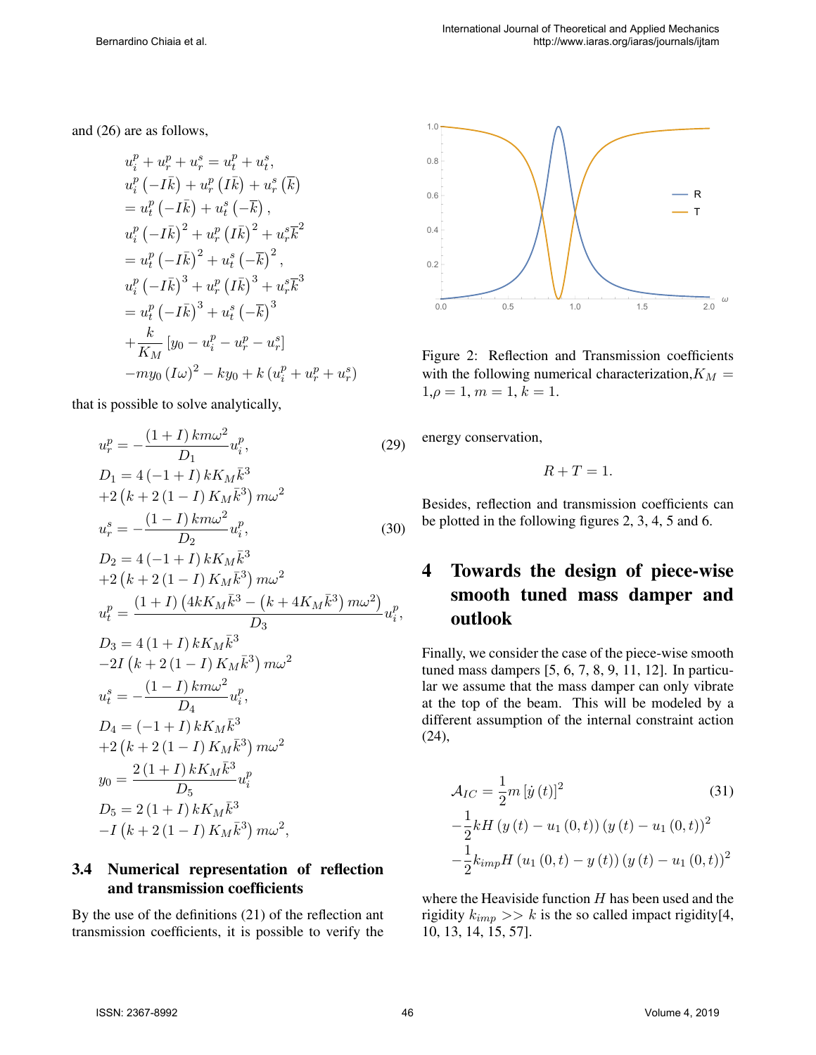and (26) are as follows,

$$
\begin{aligned}
&u_i^p + u_r^p + u_r^s = u_t^p + u_t^s, \\
&u_i^p\left(-I\bar{k}\right) + u_r^p\left(I\bar{k}\right) + u_r^s\left(\bar{k}\right) \\
&= u_t^p\left(-I\bar{k}\right) + u_t^s\left(-\bar{k}\right), \\
&u_i^p\left(-I\bar{k}\right)^2 + u_r^p\left(I\bar{k}\right)^2 + u_r^s\bar{k}^2 \\
&= u_t^p\left(-I\bar{k}\right)^2 + u_t^s\left(-\bar{k}\right)^2, \\
&u_i^p\left(-I\bar{k}\right)^3 + u_r^p\left(I\bar{k}\right)^3 + u_r^s\bar{k}^3 \\
&= u_t^p\left(-I\bar{k}\right)^3 + u_t^s\left(-\bar{k}\right)^3 \\
&+\frac{k}{K_M}\left[y_0 - u_i^p - u_r^p - u_r^s\right] \\
&-my_0\left(I\omega\right)^2 - ky_0 + k\left(u_i^p + u_r^p + u_r^s\right)
\end{aligned}
$$

that is possible to solve analytically,

$$
u_r^p = -\frac{(1+I)\,km\omega^2}{D_1}u_i^p, \tag{29}
$$

$$
\begin{aligned}
D_1 &= 4\left(-1+I\right)kK_M\bar{k}^3 \\
&+2\left(k + 2\left(1-I\right)K_M\bar{k}^3\right)m\omega^2
\end{aligned}
$$

$$
u_r^s = -\frac{(1-I)\,km\omega^2}{D_2}u_i^p, \tag{30}
$$

$$
\begin{aligned}
D_2 &= 4\left(-1+I\right)kK_M\bar{k}^3 \\
&+2\left(k + 2\left(1-I\right)K_M\bar{k}^3\right)m\omega^2
\end{aligned}
$$

$$
u_t^p = \frac{(1+I)\left(4kK_M\bar{k}^3 - \left(k + 4K_M\bar{k}^3\right)m\omega^2\right)}{D_3}u_i^p,
$$

$$
\begin{aligned}
D_3 &= 4\left(1+I\right)kK_M\bar{k}^3 \\
&-2I\left(k + 2\left(1-I\right)K_M\bar{k}^3\right)m\omega^2
\end{aligned}
$$

$$
u_t^s = -\frac{(1-I)\,km\omega^2}{D_4}u_i^p,
$$

$$
\begin{aligned}
D_4 &= \left(-1+I\right)kK_M\bar{k}^3 \\
&+2\left(k + 2\left(1-I\right)K_M\bar{k}^3\right)m\omega^2
\end{aligned}
$$

$$
y_0 = \frac{2\left(1+I\right)kK_M\bar{k}^3}{D_5}u_i^p
$$

$$
\begin{aligned}
D_5 &= 2\left(1+I\right)kK_M\bar{k}^3 \\
&-I\left(k + 2\left(1-I\right)K_M\bar{k}^3\right)m\omega^2,
\end{aligned}
$$

### 3.4 Numerical representation of reflection and transmission coefficients

By the use of the definitions (21) of the reflection ant transmission coefficients, it is possible to verify the energy conservation,

$$
R + T = 1.
$$

Besides, reflection and transmission coefficients can be plotted in the following figures 2, 3, 4, 5 and 6.

Figure 2: Reflection and Transmission coefficients with the following numerical characterization, $K_M = 1$, $\rho = 1$, $m = 1$, $k = 1$.

## 4 Towards the design of piece-wise smooth tuned mass damper and outlook

Finally, we consider the case of the piece-wise smooth tuned mass dampers [5, 6, 7, 8, 9, 11, 12]. In particular we assume that the mass damper can only vibrate at the top of the beam. This will be modeled by a different assumption of the internal constraint action (24),

$$
\begin{aligned}
\mathcal{A}_{IC} &= \frac{1}{2}m\left[\dot{y}\left(t\right)\right]^2 \\
&-\frac{1}{2}kH\left(y\left(t\right) - u_1\left(0,t\right)\right)\left(y\left(t\right) - u_1\left(0,t\right)\right)^2 \\
&-\frac{1}{2}k_{imp}H\left(u_1\left(0,t\right) - y\left(t\right)\right)\left(y\left(t\right) - u_1\left(0,t\right)\right)^2
\end{aligned} \tag{31}
$$

where the Heaviside function $H$ has been used and the rigidity $k_{imp} >> k$ is the so called impact rigidity[4, 10, 13, 14, 15, 57].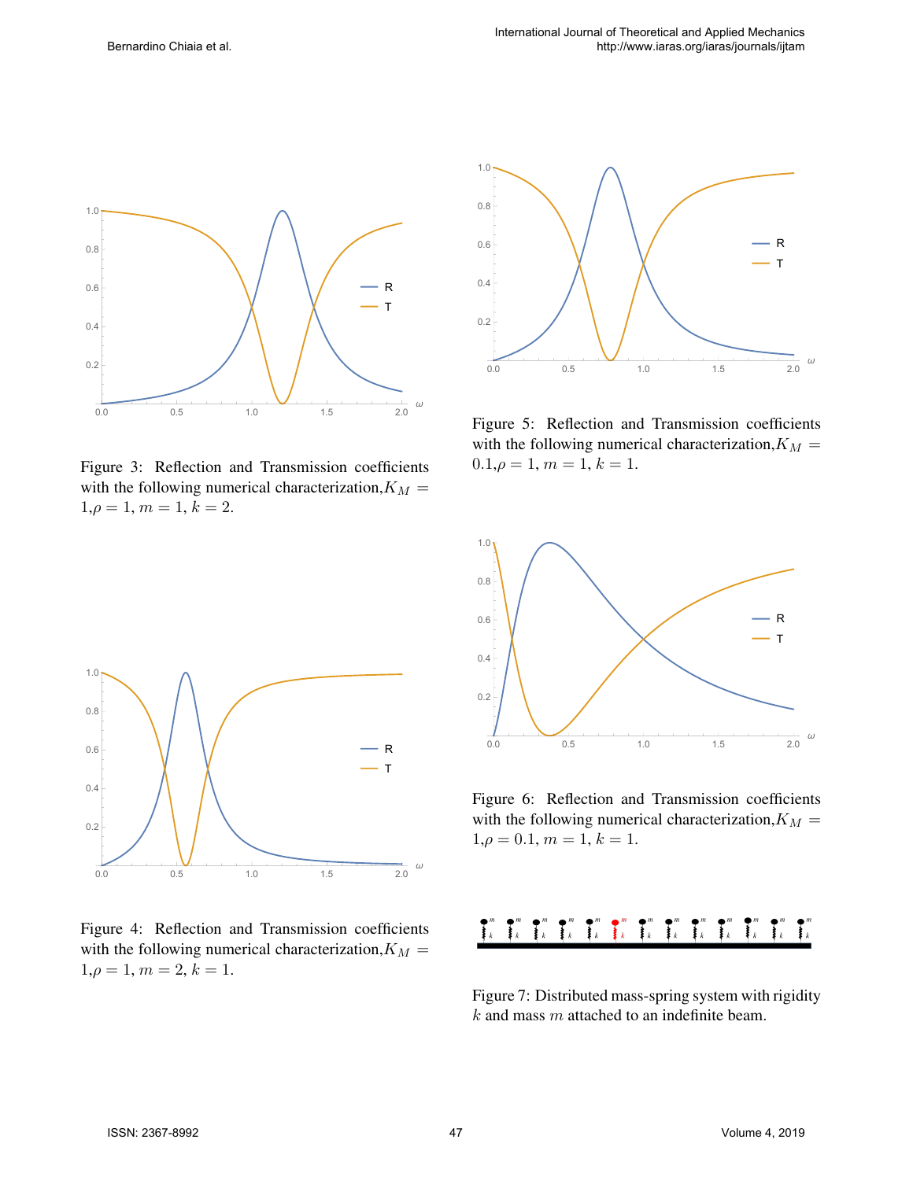Figure 3: Reflection and Transmission coefficients with the following numerical characterization, $K_M = 1$, $\rho = 1$, $m = 1$, $k = 2$.

Figure 4: Reflection and Transmission coefficients with the following numerical characterization, $K_M = 1$, $\rho = 1$, $m = 2$, $k = 1$.

Figure 5: Reflection and Transmission coefficients with the following numerical characterization, $K_M = 0.1$, $\rho = 1$, $m = 1$, $k = 1$.

Figure 6: Reflection and Transmission coefficients with the following numerical characterization, $K_M = 1$, $\rho = 0.1$, $m = 1$, $k = 1$.

Figure 7: Distributed mass-spring system with rigidity $k$ and mass $m$ attached to an indefinite beam.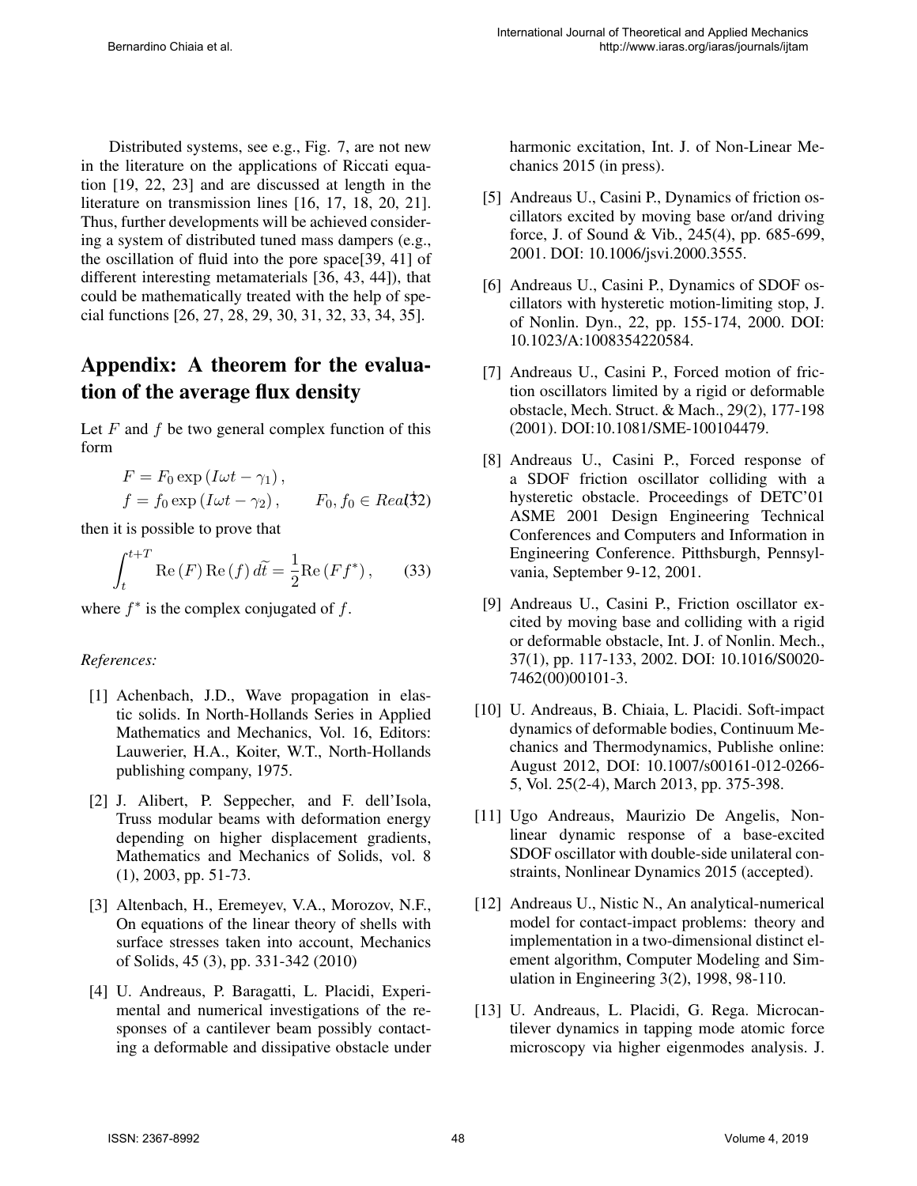Distributed systems, see e.g., Fig. 7, are not new in the literature on the applications of Riccati equation [19, 22, 23] and are discussed at length in the literature on transmission lines [16, 17, 18, 20, 21]. Thus, further developments will be achieved considering a system of distributed tuned mass dampers (e.g., the oscillation of fluid into the pore space[39, 41] of different interesting metamaterials [36, 43, 44]), that could be mathematically treated with the help of special functions [26, 27, 28, 29, 30, 31, 32, 33, 34, 35].

## Appendix: A theorem for the evaluation of the average flux density

Let $F$ and $f$ be two general complex function of this form

$$
\begin{aligned}
F &= F_0 \exp\left(I\omega t - \gamma_1\right), \\
f &= f_0 \exp\left(I\omega t - \gamma_2\right), \qquad F_0, f_0 \in Real
\end{aligned}
\tag{32}
$$

then it is possible to prove that

$$
\int_t^{t+T} \mathrm{Re}\left(F\right) \mathrm{Re}\left(f\right) d\widetilde{t} = \frac{1}{2} \mathrm{Re}\left(F f^*\right), \tag{33}
$$

where $f^*$ is the complex conjugated of $f$.

*References:*

[1] Achenbach, J.D., Wave propagation in elastic solids. In North-Hollands Series in Applied Mathematics and Mechanics, Vol. 16, Editors: Lauwerier, H.A., Koiter, W.T., North-Hollands publishing company, 1975.

[2] J. Alibert, P. Seppecher, and F. dell'Isola, Truss modular beams with deformation energy depending on higher displacement gradients, Mathematics and Mechanics of Solids, vol. 8 (1), 2003, pp. 51-73.

[3] Altenbach, H., Eremeyev, V.A., Morozov, N.F., On equations of the linear theory of shells with surface stresses taken into account, Mechanics of Solids, 45 (3), pp. 331-342 (2010)

[4] U. Andreaus, P. Baragatti, L. Placidi, Experimental and numerical investigations of the responses of a cantilever beam possibly contacting a deformable and dissipative obstacle under harmonic excitation, Int. J. of Non-Linear Mechanics 2015 (in press).

[5] Andreaus U., Casini P., Dynamics of friction oscillators excited by moving base or/and driving force, J. of Sound & Vib., 245(4), pp. 685-699, 2001. DOI: 10.1006/jsvi.2000.3555.

[6] Andreaus U., Casini P., Dynamics of SDOF oscillators with hysteretic motion-limiting stop, J. of Nonlin. Dyn., 22, pp. 155-174, 2000. DOI: 10.1023/A:1008354220584.

[7] Andreaus U., Casini P., Forced motion of friction oscillators limited by a rigid or deformable obstacle, Mech. Struct. & Mach., 29(2), 177-198 (2001). DOI:10.1081/SME-100104479.

[8] Andreaus U., Casini P., Forced response of a SDOF friction oscillator colliding with a hysteretic obstacle. Proceedings of DETC'01 ASME 2001 Design Engineering Technical Conferences and Computers and Information in Engineering Conference. Pitthsburgh, Pennsylvania, September 9-12, 2001.

[9] Andreaus U., Casini P., Friction oscillator excited by moving base and colliding with a rigid or deformable obstacle, Int. J. of Nonlin. Mech., 37(1), pp. 117-133, 2002. DOI: 10.1016/S0020-7462(00)00101-3.

[10] U. Andreaus, B. Chiaia, L. Placidi. Soft-impact dynamics of deformable bodies, Continuum Mechanics and Thermodynamics, Publishe online: August 2012, DOI: 10.1007/s00161-012-0266-5, Vol. 25(2-4), March 2013, pp. 375-398.

[11] Ugo Andreaus, Maurizio De Angelis, Nonlinear dynamic response of a base-excited SDOF oscillator with double-side unilateral constraints, Nonlinear Dynamics 2015 (accepted).

[12] Andreaus U., Nistic N., An analytical-numerical model for contact-impact problems: theory and implementation in a two-dimensional distinct element algorithm, Computer Modeling and Simulation in Engineering 3(2), 1998, 98-110.

[13] U. Andreaus, L. Placidi, G. Rega. Microcantilever dynamics in tapping mode atomic force microscopy via higher eigenmodes analysis. J.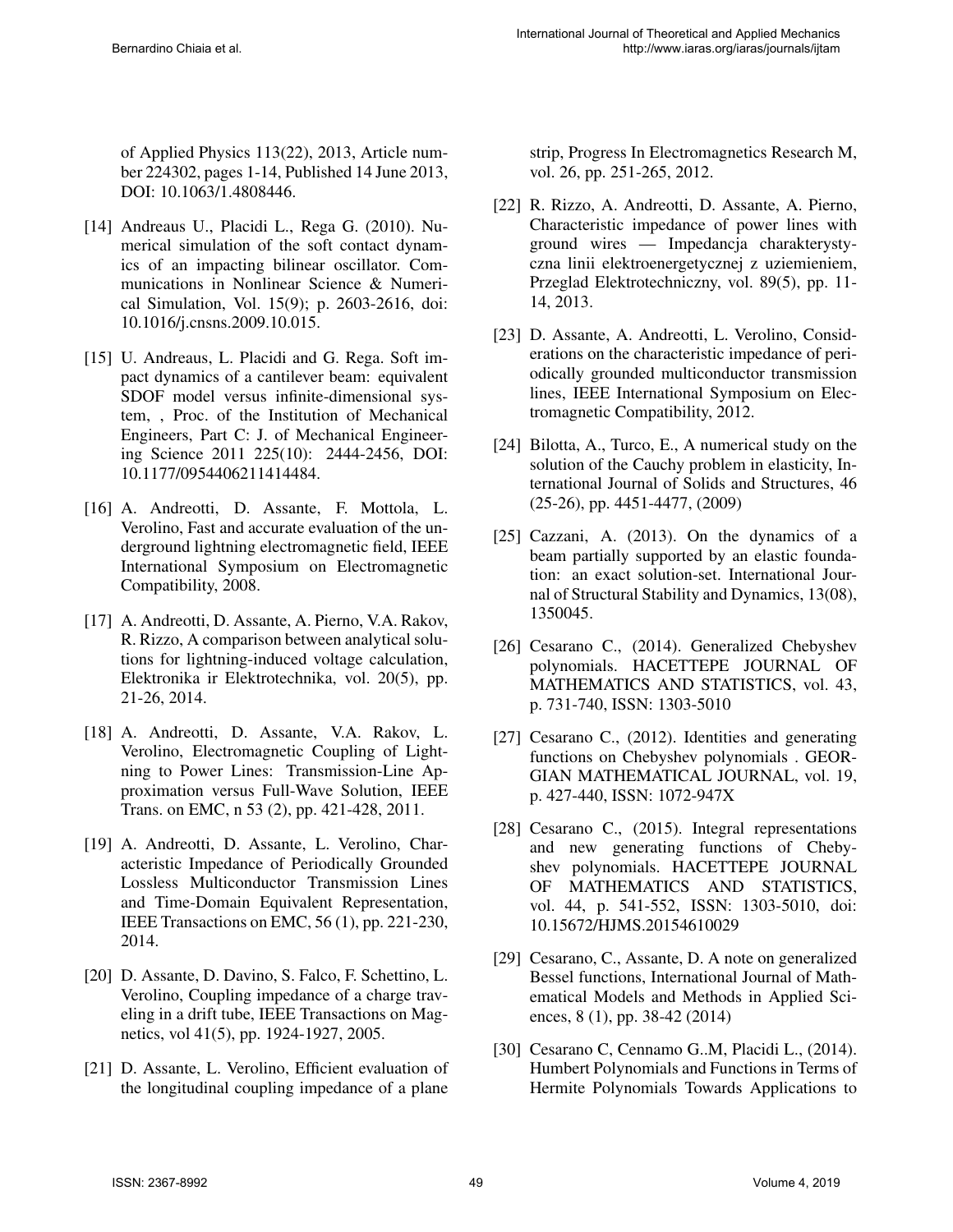of Applied Physics 113(22), 2013, Article number 224302, pages 1-14, Published 14 June 2013, DOI: 10.1063/1.4808446.

[14] Andreaus U., Placidi L., Rega G. (2010). Numerical simulation of the soft contact dynamics of an impacting bilinear oscillator. Communications in Nonlinear Science & Numerical Simulation, Vol. 15(9); p. 2603-2616, doi: 10.1016/j.cnsns.2009.10.015.

[15] U. Andreaus, L. Placidi and G. Rega. Soft impact dynamics of a cantilever beam: equivalent SDOF model versus infinite-dimensional system, , Proc. of the Institution of Mechanical Engineers, Part C: J. of Mechanical Engineering Science 2011 225(10): 2444-2456, DOI: 10.1177/0954406211414484.

[16] A. Andreotti, D. Assante, F. Mottola, L. Verolino, Fast and accurate evaluation of the underground lightning electromagnetic field, IEEE International Symposium on Electromagnetic Compatibility, 2008.

[17] A. Andreotti, D. Assante, A. Pierno, V.A. Rakov, R. Rizzo, A comparison between analytical solutions for lightning-induced voltage calculation, Elektronika ir Elektrotechnika, vol. 20(5), pp. 21-26, 2014.

[18] A. Andreotti, D. Assante, V.A. Rakov, L. Verolino, Electromagnetic Coupling of Lightning to Power Lines: Transmission-Line Approximation versus Full-Wave Solution, IEEE Trans. on EMC, n 53 (2), pp. 421-428, 2011.

[19] A. Andreotti, D. Assante, L. Verolino, Characteristic Impedance of Periodically Grounded Lossless Multiconductor Transmission Lines and Time-Domain Equivalent Representation, IEEE Transactions on EMC, 56 (1), pp. 221-230, 2014.

[20] D. Assante, D. Davino, S. Falco, F. Schettino, L. Verolino, Coupling impedance of a charge traveling in a drift tube, IEEE Transactions on Magnetics, vol 41(5), pp. 1924-1927, 2005.

[21] D. Assante, L. Verolino, Efficient evaluation of the longitudinal coupling impedance of a plane strip, Progress In Electromagnetics Research M, vol. 26, pp. 251-265, 2012.

[22] R. Rizzo, A. Andreotti, D. Assante, A. Pierno, Characteristic impedance of power lines with ground wires — Impedancja charakterystyczna linii elektroenergetycznej z uziemieniem, Przeglad Elektrotechniczny, vol. 89(5), pp. 11-14, 2013.

[23] D. Assante, A. Andreotti, L. Verolino, Considerations on the characteristic impedance of periodically grounded multiconductor transmission lines, IEEE International Symposium on Electromagnetic Compatibility, 2012.

[24] Bilotta, A., Turco, E., A numerical study on the solution of the Cauchy problem in elasticity, International Journal of Solids and Structures, 46 (25-26), pp. 4451-4477, (2009)

[25] Cazzani, A. (2013). On the dynamics of a beam partially supported by an elastic foundation: an exact solution-set. International Journal of Structural Stability and Dynamics, 13(08), 1350045.

[26] Cesarano C., (2014). Generalized Chebyshev polynomials. HACETTEPE JOURNAL OF MATHEMATICS AND STATISTICS, vol. 43, p. 731-740, ISSN: 1303-5010

[27] Cesarano C., (2012). Identities and generating functions on Chebyshev polynomials . GEORGIAN MATHEMATICAL JOURNAL, vol. 19, p. 427-440, ISSN: 1072-947X

[28] Cesarano C., (2015). Integral representations and new generating functions of Chebyshev polynomials. HACETTEPE JOURNAL OF MATHEMATICS AND STATISTICS, vol. 44, p. 541-552, ISSN: 1303-5010, doi: 10.15672/HJMS.20154610029

[29] Cesarano, C., Assante, D. A note on generalized Bessel functions, International Journal of Mathematical Models and Methods in Applied Sciences, 8 (1), pp. 38-42 (2014)

[30] Cesarano C, Cennamo G..M, Placidi L., (2014). Humbert Polynomials and Functions in Terms of Hermite Polynomials Towards Applications to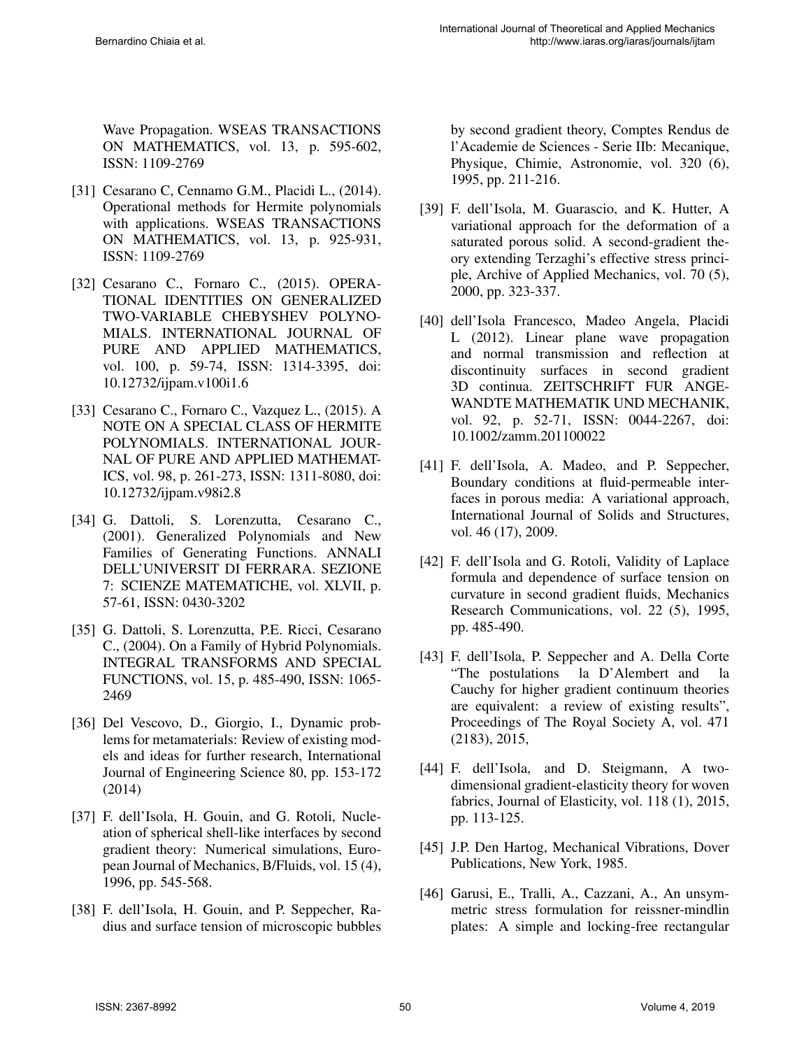Wave Propagation. WSEAS TRANSACTIONS ON MATHEMATICS, vol. 13, p. 595-602, ISSN: 1109-2769

[31] Cesarano C, Cennamo G.M., Placidi L., (2014). Operational methods for Hermite polynomials with applications. WSEAS TRANSACTIONS ON MATHEMATICS, vol. 13, p. 925-931, ISSN: 1109-2769

[32] Cesarano C., Fornaro C., (2015). OPERATIONAL IDENTITIES ON GENERALIZED TWO-VARIABLE CHEBYSHEV POLYNOMIALS. INTERNATIONAL JOURNAL OF PURE AND APPLIED MATHEMATICS, vol. 100, p. 59-74, ISSN: 1314-3395, doi: 10.12732/ijpam.v100i1.6

[33] Cesarano C., Fornaro C., Vazquez L., (2015). A NOTE ON A SPECIAL CLASS OF HERMITE POLYNOMIALS. INTERNATIONAL JOURNAL OF PURE AND APPLIED MATHEMATICS, vol. 98, p. 261-273, ISSN: 1311-8080, doi: 10.12732/ijpam.v98i2.8

[34] G. Dattoli, S. Lorenzutta, Cesarano C., (2001). Generalized Polynomials and New Families of Generating Functions. ANNALI DELL'UNIVERSIT DI FERRARA. SEZIONE 7: SCIENZE MATEMATICHE, vol. XLVII, p. 57-61, ISSN: 0430-3202

[35] G. Dattoli, S. Lorenzutta, P.E. Ricci, Cesarano C., (2004). On a Family of Hybrid Polynomials. INTEGRAL TRANSFORMS AND SPECIAL FUNCTIONS, vol. 15, p. 485-490, ISSN: 1065-2469

[36] Del Vescovo, D., Giorgio, I., Dynamic problems for metamaterials: Review of existing models and ideas for further research, International Journal of Engineering Science 80, pp. 153-172 (2014)

[37] F. dell'Isola, H. Gouin, and G. Rotoli, Nucleation of spherical shell-like interfaces by second gradient theory: Numerical simulations, European Journal of Mechanics, B/Fluids, vol. 15 (4), 1996, pp. 545-568.

[38] F. dell'Isola, H. Gouin, and P. Seppecher, Radius and surface tension of microscopic bubbles by second gradient theory, Comptes Rendus de l'Academie de Sciences - Serie IIb: Mecanique, Physique, Chimie, Astronomie, vol. 320 (6), 1995, pp. 211-216.

[39] F. dell'Isola, M. Guarascio, and K. Hutter, A variational approach for the deformation of a saturated porous solid. A second-gradient theory extending Terzaghi's effective stress principle, Archive of Applied Mechanics, vol. 70 (5), 2000, pp. 323-337.

[40] dell'Isola Francesco, Madeo Angela, Placidi L (2012). Linear plane wave propagation and normal transmission and reflection at discontinuity surfaces in second gradient 3D continua. ZEITSCHRIFT FUR ANGEWANDTE MATHEMATIK UND MECHANIK, vol. 92, p. 52-71, ISSN: 0044-2267, doi: 10.1002/zamm.201100022

[41] F. dell'Isola, A. Madeo, and P. Seppecher, Boundary conditions at fluid-permeable interfaces in porous media: A variational approach, International Journal of Solids and Structures, vol. 46 (17), 2009.

[42] F. dell'Isola and G. Rotoli, Validity of Laplace formula and dependence of surface tension on curvature in second gradient fluids, Mechanics Research Communications, vol. 22 (5), 1995, pp. 485-490.

[43] F. dell'Isola, P. Seppecher and A. Della Corte "The postulations la D'Alembert and la Cauchy for higher gradient continuum theories are equivalent: a review of existing results", Proceedings of The Royal Society A, vol. 471 (2183), 2015,

[44] F. dell'Isola, and D. Steigmann, A two-dimensional gradient-elasticity theory for woven fabrics, Journal of Elasticity, vol. 118 (1), 2015, pp. 113-125.

[45] J.P. Den Hartog, Mechanical Vibrations, Dover Publications, New York, 1985.

[46] Garusi, E., Tralli, A., Cazzani, A., An unsymmetric stress formulation for reissner-mindlin plates: A simple and locking-free rectangular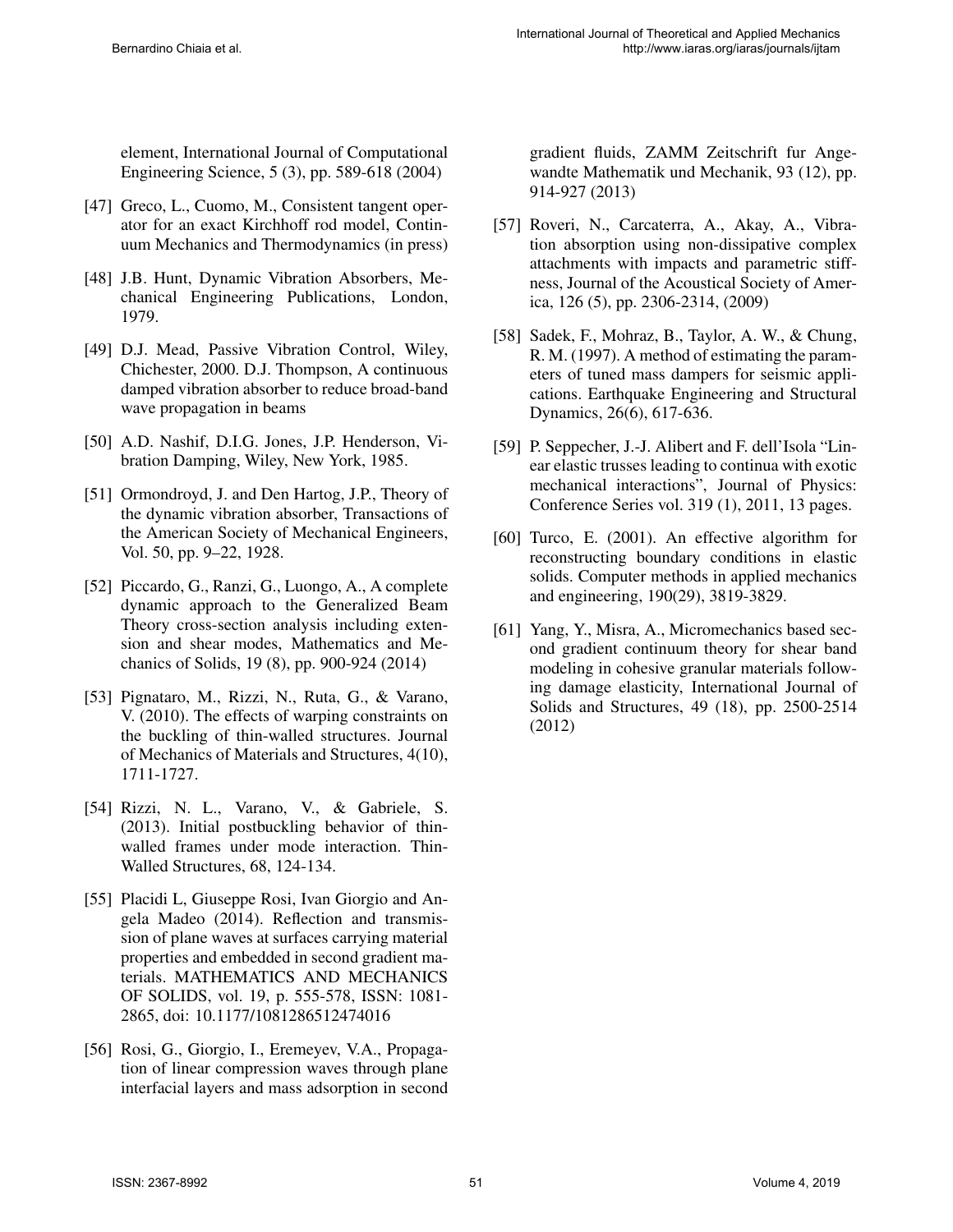element, International Journal of Computational Engineering Science, 5 (3), pp. 589-618 (2004)

[47] Greco, L., Cuomo, M., Consistent tangent operator for an exact Kirchhoff rod model, Continuum Mechanics and Thermodynamics (in press)

[48] J.B. Hunt, Dynamic Vibration Absorbers, Mechanical Engineering Publications, London, 1979.

[49] D.J. Mead, Passive Vibration Control, Wiley, Chichester, 2000. D.J. Thompson, A continuous damped vibration absorber to reduce broad-band wave propagation in beams

[50] A.D. Nashif, D.I.G. Jones, J.P. Henderson, Vibration Damping, Wiley, New York, 1985.

[51] Ormondroyd, J. and Den Hartog, J.P., Theory of the dynamic vibration absorber, Transactions of the American Society of Mechanical Engineers, Vol. 50, pp. 9–22, 1928.

[52] Piccardo, G., Ranzi, G., Luongo, A., A complete dynamic approach to the Generalized Beam Theory cross-section analysis including extension and shear modes, Mathematics and Mechanics of Solids, 19 (8), pp. 900-924 (2014)

[53] Pignataro, M., Rizzi, N., Ruta, G., & Varano, V. (2010). The effects of warping constraints on the buckling of thin-walled structures. Journal of Mechanics of Materials and Structures, 4(10), 1711-1727.

[54] Rizzi, N. L., Varano, V., & Gabriele, S. (2013). Initial postbuckling behavior of thin-walled frames under mode interaction. Thin-Walled Structures, 68, 124-134.

[55] Placidi L, Giuseppe Rosi, Ivan Giorgio and Angela Madeo (2014). Reflection and transmission of plane waves at surfaces carrying material properties and embedded in second gradient materials. MATHEMATICS AND MECHANICS OF SOLIDS, vol. 19, p. 555-578, ISSN: 1081-2865, doi: 10.1177/1081286512474016

[56] Rosi, G., Giorgio, I., Eremeyev, V.A., Propagation of linear compression waves through plane interfacial layers and mass adsorption in second gradient fluids, ZAMM Zeitschrift fur Angewandte Mathematik und Mechanik, 93 (12), pp. 914-927 (2013)

[57] Roveri, N., Carcaterra, A., Akay, A., Vibration absorption using non-dissipative complex attachments with impacts and parametric stiffness, Journal of the Acoustical Society of America, 126 (5), pp. 2306-2314, (2009)

[58] Sadek, F., Mohraz, B., Taylor, A. W., & Chung, R. M. (1997). A method of estimating the parameters of tuned mass dampers for seismic applications. Earthquake Engineering and Structural Dynamics, 26(6), 617-636.

[59] P. Seppecher, J.-J. Alibert and F. dell'Isola "Linear elastic trusses leading to continua with exotic mechanical interactions", Journal of Physics: Conference Series vol. 319 (1), 2011, 13 pages.

[60] Turco, E. (2001). An effective algorithm for reconstructing boundary conditions in elastic solids. Computer methods in applied mechanics and engineering, 190(29), 3819-3829.

[61] Yang, Y., Misra, A., Micromechanics based second gradient continuum theory for shear band modeling in cohesive granular materials following damage elasticity, International Journal of Solids and Structures, 49 (18), pp. 2500-2514 (2012)